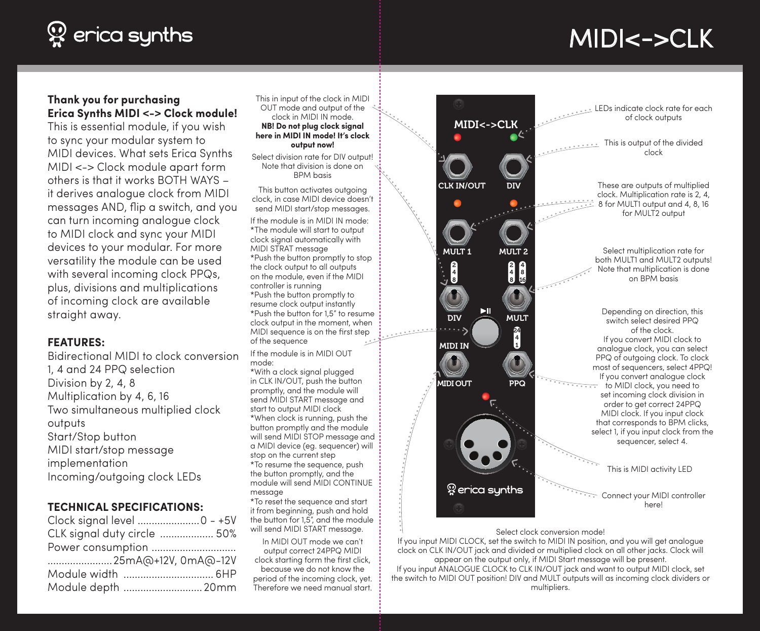# MIDI<->CLK

**Thank you for purchasing Erica Synths MIDI <-> Clock module!**

This is essential module, if you wish to sync your modular system to MIDI devices. What sets Erica Synths MIDI <-> Clock module apart form others is that it works BOTH WAYS – it derives analogue clock from MIDI messages AND, flip a switch, and you can turn incoming analogue clock to MIDI clock and sync your MIDI devices to your modular. For more versatility the module can be used with several incoming clock PPQs, plus, divisions and multiplications of incoming clock are available straight away.

## FEATURES:

Bidirectional MIDI to clock conversion
1, 4 and 24 PPQ selection
Division by 2, 4, 8
Multiplication by 4, 6, 16
Two simultaneous multiplied clock outputs
Start/Stop button
MIDI start/stop message implementation
Incoming/outgoing clock LEDs

## TECHNICAL SPECIFICATIONS:

| | |
|---|---|
| Clock signal level | 0 - +5V |
| CLK signal duty circle | 50% |
| Power consumption | 25mA@+12V, 0mA@-12V |
| Module width | 6HP |
| Module depth | 20mm |

This in input of the clock in MIDI OUT mode and output of the clock in MIDI IN mode. **NB! Do not plug clock signal here in MIDI IN mode! It's clock output now!**

Select division rate for DIV output! Note that division is done on BPM basis

This button activates outgoing clock, in case MIDI device doesn't send MIDI start/stop messages.

If the module is in MIDI IN mode:
*The module will start to output clock signal automatically with MIDI STRAT message
*Push the button promptly to stop the clock output to all outputs on the module, even if the MIDI controller is running
*Push the button promptly to resume clock output instantly
*Push the button for 1,5" to resume clock output in the moment, when MIDI sequence is on the first step of the sequence

If the module is in MIDI OUT mode:
*With a clock signal plugged in CLK IN/OUT, push the button promptly, and the module will send MIDI START message and start to output MIDI clock
*When clock is running, push the button promptly and the module will send MIDI STOP message and a MIDI device (eg. sequencer) will stop on the current step
*To resume the sequence, push the button promptly, and the module will send MIDI CONTINUE message
*To reset the sequence and start it from beginning, push and hold the button for 1,5", and the module will send MIDI START message.

In MIDI OUT mode we can't output correct 24PPQ MIDI clock starting form the first click, because we do not know the period of the incoming clock, yet. Therefore we need manual start.

LEDs indicate clock rate for each of clock outputs

This is output of the divided clock

These are outputs of multiplied clock. Multiplication rate is 2, 4, 8 for MULT1 output and 4, 8, 16 for MULT2 output

Select multiplication rate for both MULT1 and MULT2 outputs! Note that multiplication is done on BPM basis

Depending on direction, this switch select desired PPQ of the clock.
If you convert MIDI clock to analogue clock, you can select PPQ of outgoing clock. To clock most of sequencers, select 4PPQ!
If you convert analogue clock to MIDI clock, you need to set incoming clock division in order to get correct 24PPQ MIDI clock. If you input clock that corresponds to BPM clicks, select 1, if you input clock from the sequencer, select 4.

This is MIDI activity LED

Connect your MIDI controller here!

Select clock conversion mode!
If you input MIDI CLOCK, set the switch to MIDI IN position, and you will get analogue clock on CLK IN/OUT jack and divided or multiplied clock on all other jacks. Clock will appear on the output only, if MIDI Start message will be present.
If you input ANALOGUE CLOCK to CLK IN/OUT jack and want to output MIDI clock, set the switch to MIDI OUT position! DIV and MULT outputs will as incoming clock dividers or multipliers.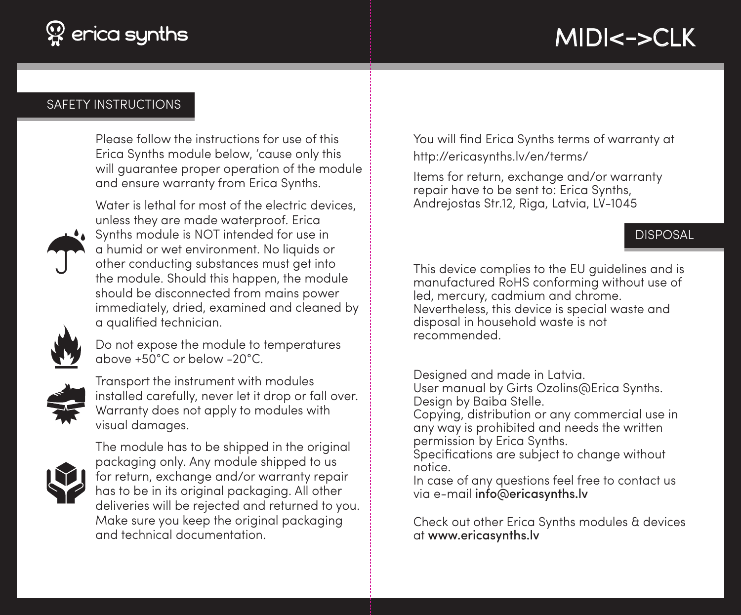# erica synths

# MIDI<->CLK

## SAFETY INSTRUCTIONS

Please follow the instructions for use of this Erica Synths module below, 'cause only this will guarantee proper operation of the module and ensure warranty from Erica Synths.

Water is lethal for most of the electric devices, unless they are made waterproof. Erica Synths module is NOT intended for use in a humid or wet environment. No liquids or other conducting substances must get into the module. Should this happen, the module should be disconnected from mains power immediately, dried, examined and cleaned by a qualified technician.

Do not expose the module to temperatures above +50°C or below -20°C.

Transport the instrument with modules installed carefully, never let it drop or fall over. Warranty does not apply to modules with visual damages.

The module has to be shipped in the original packaging only. Any module shipped to us for return, exchange and/or warranty repair has to be in its original packaging. All other deliveries will be rejected and returned to you. Make sure you keep the original packaging and technical documentation.

You will find Erica Synths terms of warranty at http://ericasynths.lv/en/terms/

Items for return, exchange and/or warranty repair have to be sent to: Erica Synths, Andrejostas Str.12, Riga, Latvia, LV-1045

## DISPOSAL

This device complies to the EU guidelines and is manufactured RoHS conforming without use of led, mercury, cadmium and chrome. Nevertheless, this device is special waste and disposal in household waste is not recommended.

Designed and made in Latvia.
User manual by Girts Ozolins@Erica Synths.
Design by Baiba Stelle.
Copying, distribution or any commercial use in any way is prohibited and needs the written permission by Erica Synths.
Specifications are subject to change without notice.
In case of any questions feel free to contact us via e-mail **info@ericasynths.lv**

Check out other Erica Synths modules & devices at **www.ericasynths.lv**